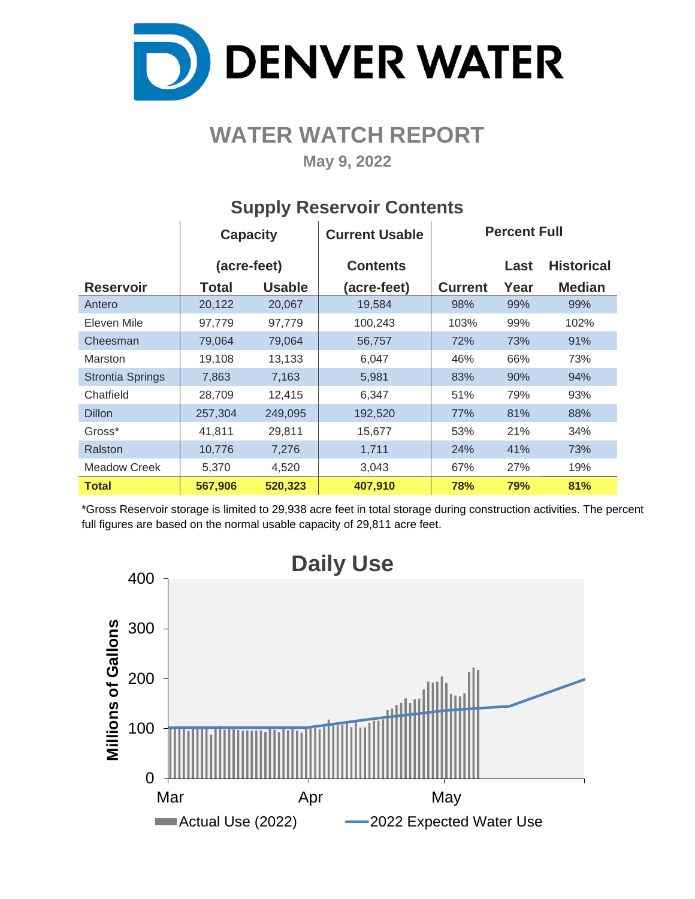# DENVER WATER

## WATER WATCH REPORT

**May 9, 2022**

### Supply Reservoir Contents

| Reservoir | Capacity (acre-feet) Total | Capacity (acre-feet) Usable | Current Usable Contents (acre-feet) | Percent Full Current | Percent Full Last Year | Percent Full Historical Median |
|---|---|---|---|---|---|---|
| Antero | 20,122 | 20,067 | 19,584 | 98% | 99% | 99% |
| Eleven Mile | 97,779 | 97,779 | 100,243 | 103% | 99% | 102% |
| Cheesman | 79,064 | 79,064 | 56,757 | 72% | 73% | 91% |
| Marston | 19,108 | 13,133 | 6,047 | 46% | 66% | 73% |
| Strontia Springs | 7,863 | 7,163 | 5,981 | 83% | 90% | 94% |
| Chatfield | 28,709 | 12,415 | 6,347 | 51% | 79% | 93% |
| Dillon | 257,304 | 249,095 | 192,520 | 77% | 81% | 88% |
| Gross* | 41,811 | 29,811 | 15,677 | 53% | 21% | 34% |
| Ralston | 10,776 | 7,276 | 1,711 | 24% | 41% | 73% |
| Meadow Creek | 5,370 | 4,520 | 3,043 | 67% | 27% | 19% |
| **Total** | **567,906** | **520,323** | **407,910** | **78%** | **79%** | **81%** |

*Gross Reservoir storage is limited to 29,938 acre feet in total storage during construction activities. The percent full figures are based on the normal usable capacity of 29,811 acre feet.

### Daily Use

Millions of Gallons (0–400); Mar, Apr, May

Actual Use (2022) — 2022 Expected Water Use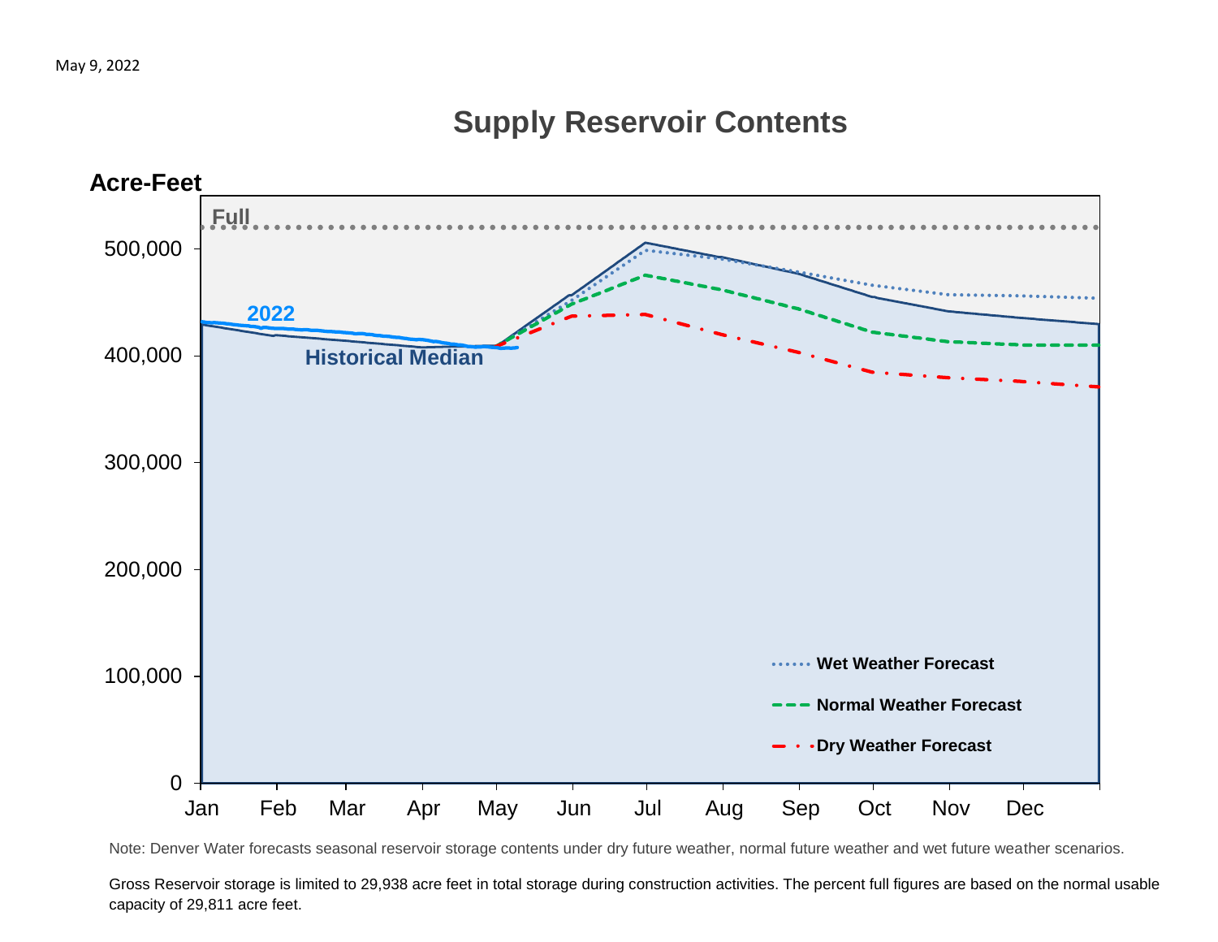May 9, 2022

# Supply Reservoir Contents

Acre-Feet

Full

2022

Historical Median

500,000
400,000
300,000
200,000
100,000
0

Jan Feb Mar Apr May Jun Jul Aug Sep Oct Nov Dec

Wet Weather Forecast

Normal Weather Forecast

Dry Weather Forecast

Note: Denver Water forecasts seasonal reservoir storage contents under dry future weather, normal future weather and wet future weather scenarios.

Gross Reservoir storage is limited to 29,938 acre feet in total storage during construction activities. The percent full figures are based on the normal usable capacity of 29,811 acre feet.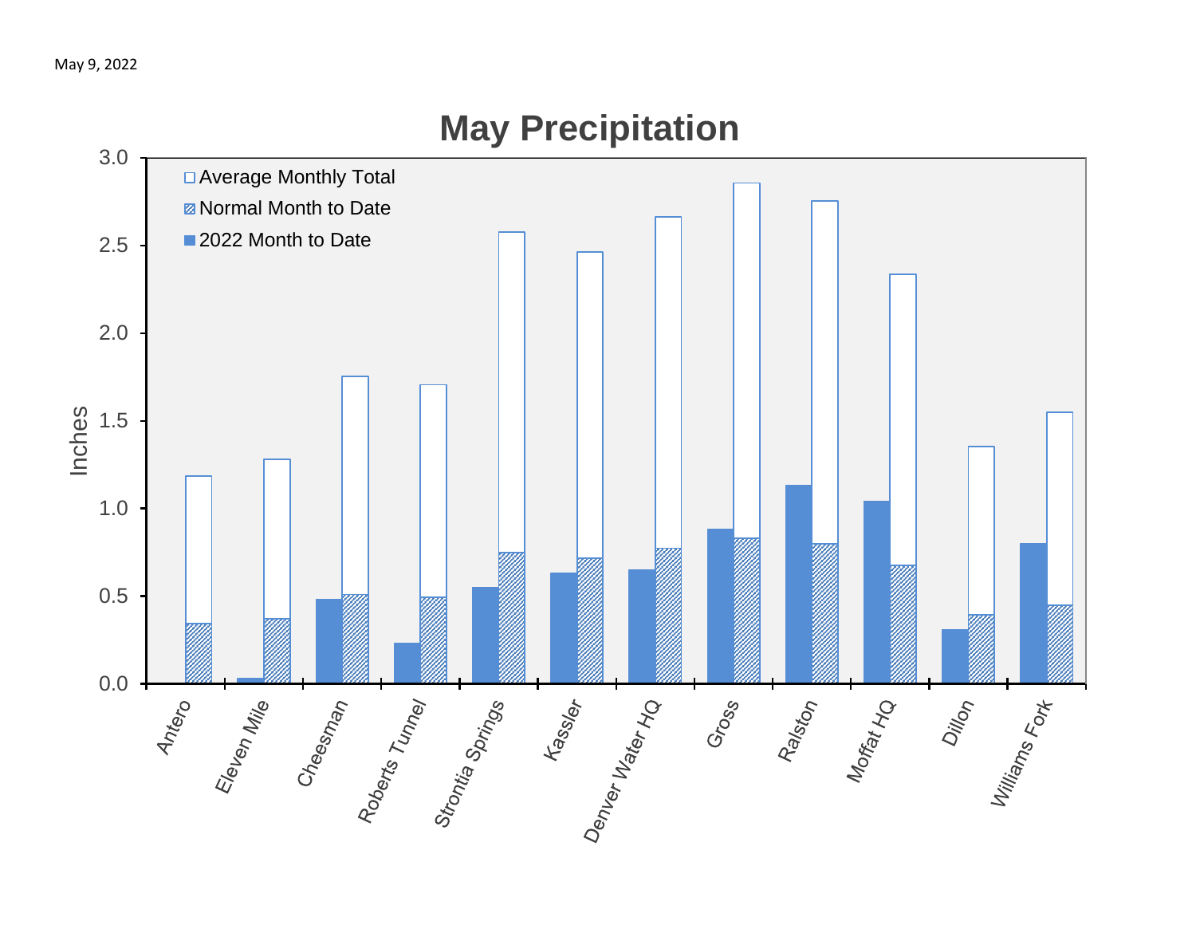May 9, 2022

## May Precipitation

Inches

| Station | Average Monthly Total | Normal Month to Date | 2022 Month to Date |
|---|---|---|---|
| Antero | 1.18 | 0.34 | 0.00 |
| Eleven Mile | 1.28 | 0.37 | 0.03 |
| Cheesman | 1.75 | 0.51 | 0.48 |
| Roberts Tunnel | 1.70 | 0.49 | 0.23 |
| Strontia Springs | 2.57 | 0.75 | 0.55 |
| Kassler | 2.46 | 0.72 | 0.63 |
| Denver Water HQ | 2.66 | 0.77 | 0.65 |
| Gross | 2.85 | 0.83 | 0.88 |
| Ralston | 2.75 | 0.80 | 1.13 |
| Moffat HQ | 2.33 | 0.68 | 1.04 |
| Dillon | 1.35 | 0.39 | 0.31 |
| Williams Fork | 1.55 | 0.45 | 0.80 |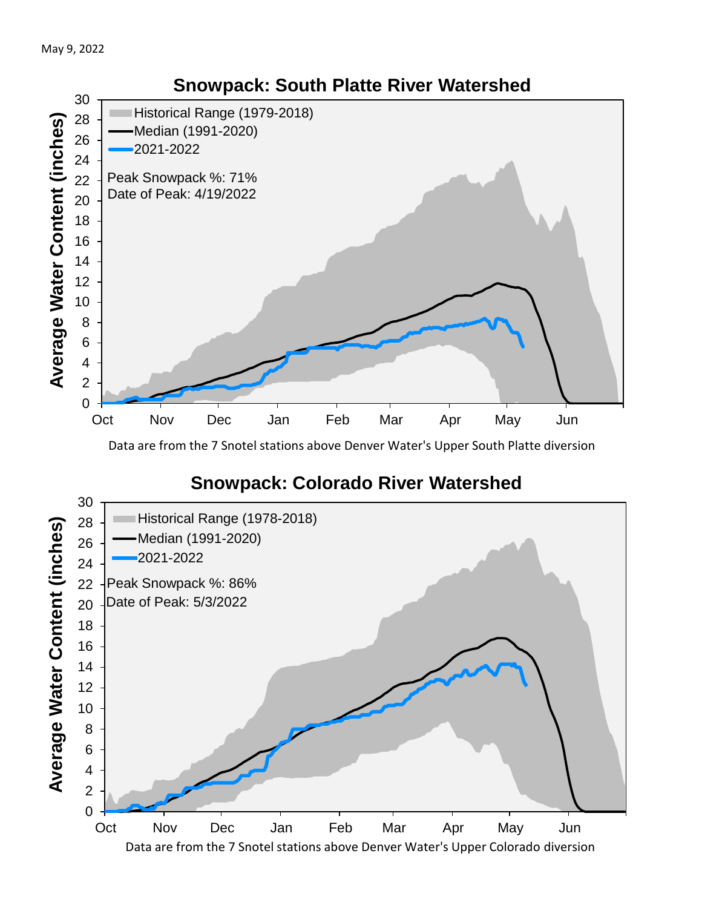May 9, 2022

## Snowpack: South Platte River Watershed

Historical Range (1979-2018)
Median (1991-2020)
2021-2022

Peak Snowpack %: 71%
Date of Peak: 4/19/2022

Average Water Content (inches)

Data are from the 7 Snotel stations above Denver Water's Upper South Platte diversion

## Snowpack: Colorado River Watershed

Historical Range (1978-2018)
Median (1991-2020)
2021-2022

Peak Snowpack %: 86%
Date of Peak: 5/3/2022

Average Water Content (inches)

Data are from the 7 Snotel stations above Denver Water's Upper Colorado diversion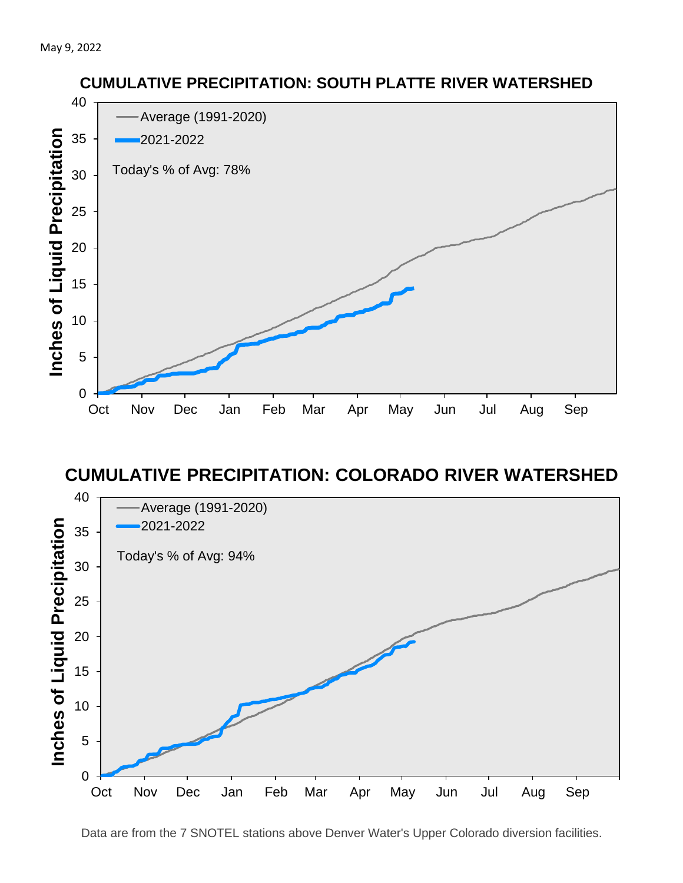May 9, 2022

## CUMULATIVE PRECIPITATION: SOUTH PLATTE RIVER WATERSHED

Average (1991-2020)

2021-2022

Today's % of Avg: 78%

## CUMULATIVE PRECIPITATION: COLORADO RIVER WATERSHED

Average (1991-2020)

2021-2022

Today's % of Avg: 94%

Data are from the 7 SNOTEL stations above Denver Water's Upper Colorado diversion facilities.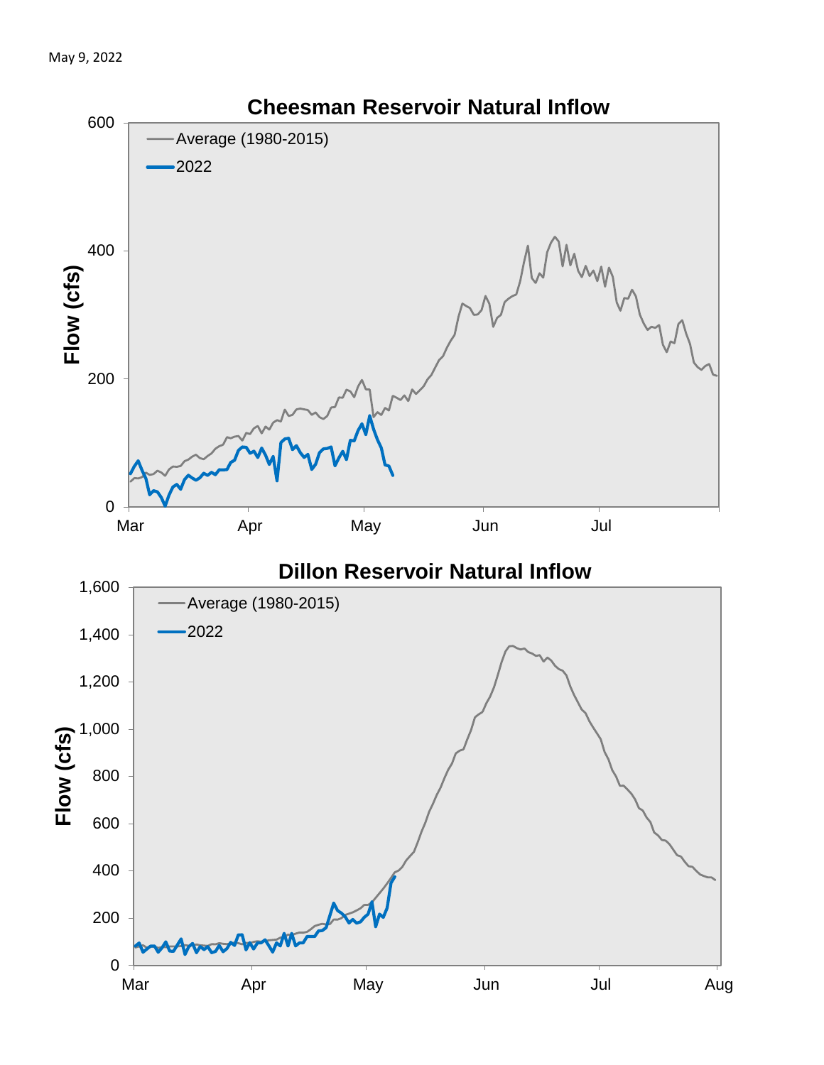May 9, 2022

## Cheesman Reservoir Natural Inflow

Flow (cfs): 0, 200, 400, 600

Mar, Apr, May, Jun, Jul

Average (1980-2015)

2022

## Dillon Reservoir Natural Inflow

Flow (cfs): 0, 200, 400, 600, 800, 1,000, 1,200, 1,400, 1,600

Mar, Apr, May, Jun, Jul, Aug

Average (1980-2015)

2022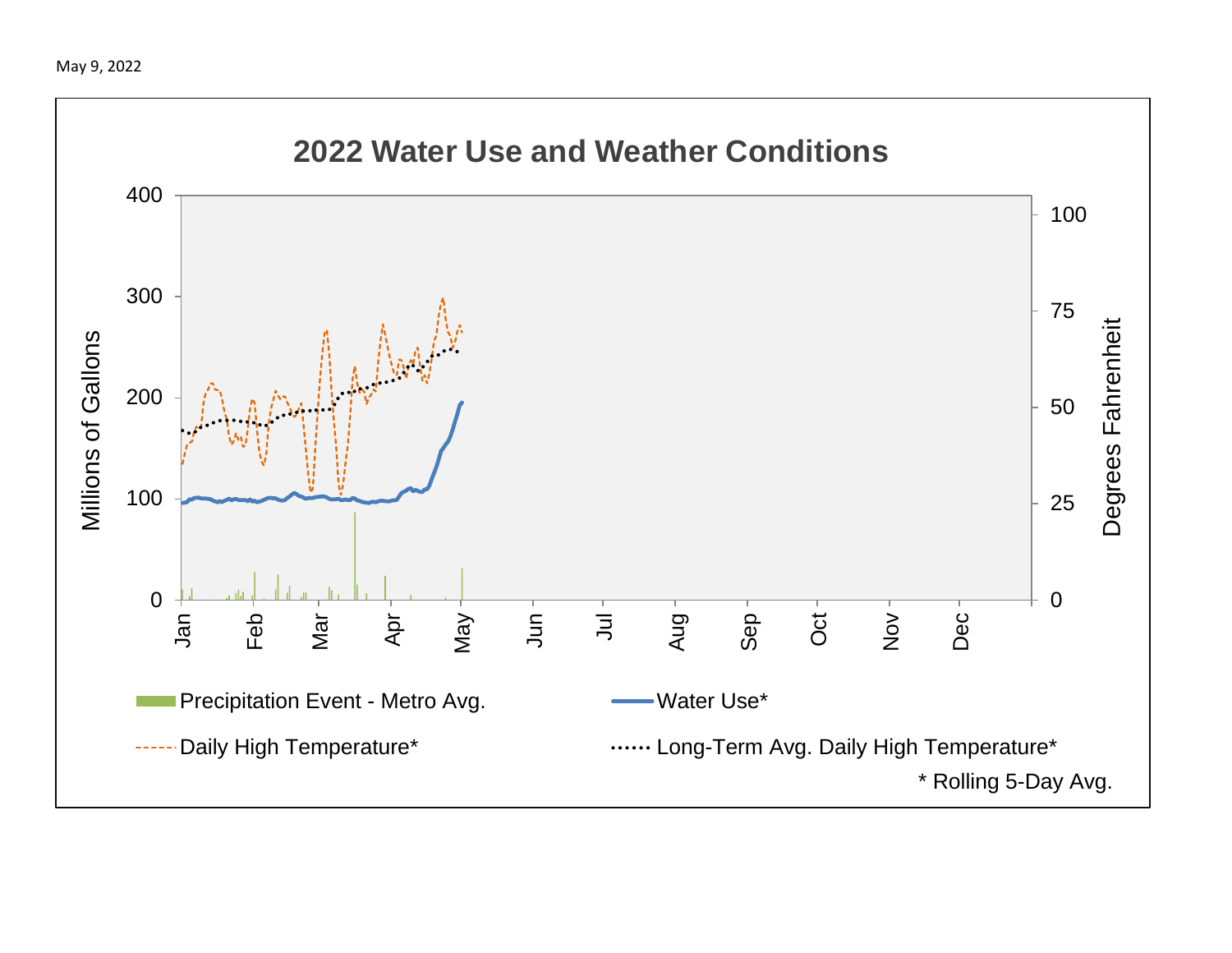May 9, 2022

## 2022 Water Use and Weather Conditions

Millions of Gallons: 0, 100, 200, 300, 400

Degrees Fahrenheit: 0, 25, 50, 75, 100

Jan, Feb, Mar, Apr, May, Jun, Jul, Aug, Sep, Oct, Nov, Dec

Precipitation Event - Metro Avg.

Water Use*

Daily High Temperature*

Long-Term Avg. Daily High Temperature*

\* Rolling 5-Day Avg.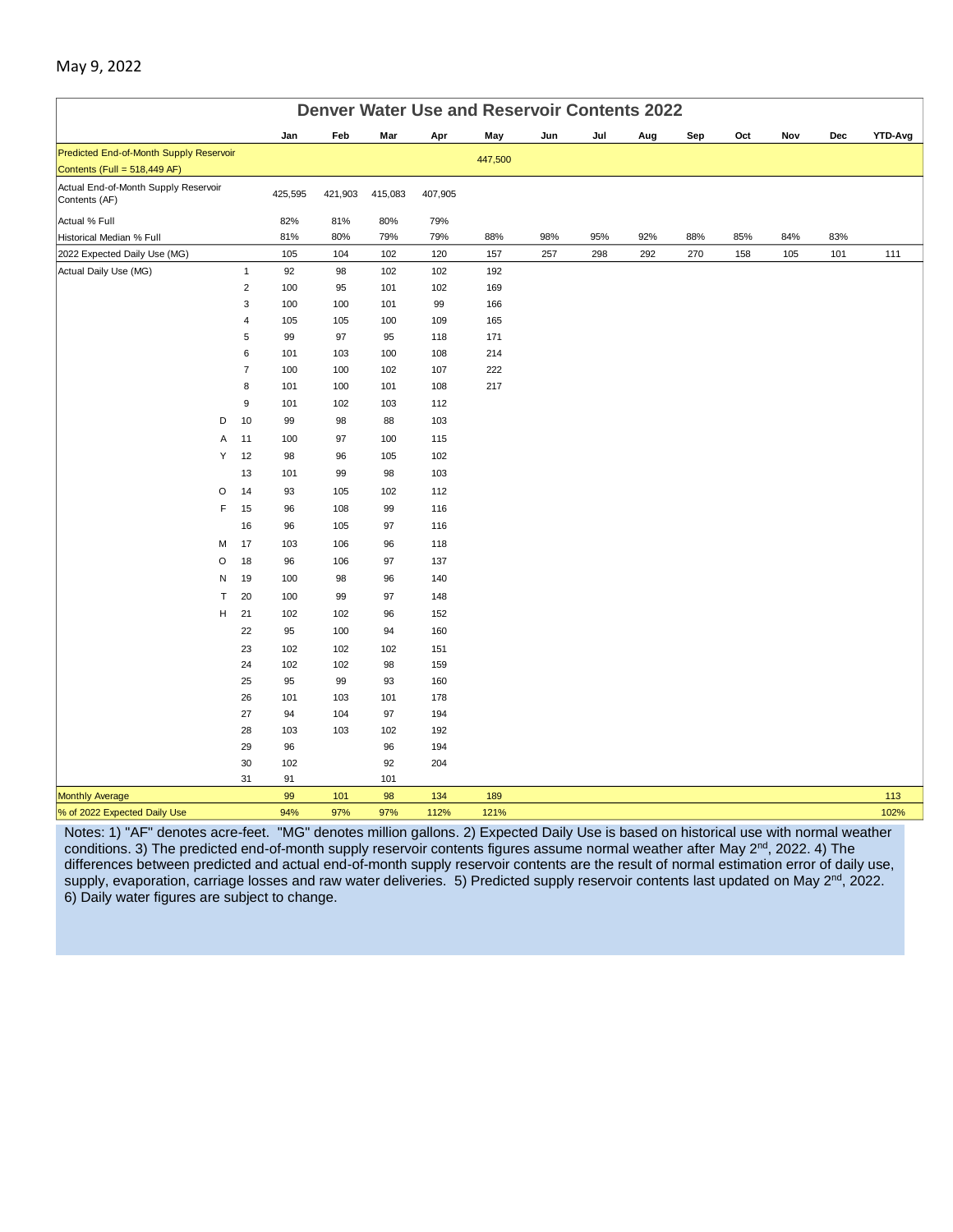May 9, 2022

## Denver Water Use and Reservoir Contents 2022

| | | Jan | Feb | Mar | Apr | May | Jun | Jul | Aug | Sep | Oct | Nov | Dec | YTD-Avg |
|---|---|---|---|---|---|---|---|---|---|---|---|---|---|---|
| Predicted End-of-Month Supply Reservoir Contents (Full = 518,449 AF) | | | | | | 447,500 | | | | | | | | |
| Actual End-of-Month Supply Reservoir Contents (AF) | | 425,595 | 421,903 | 415,083 | 407,905 | | | | | | | | | |
| Actual % Full | | 82% | 81% | 80% | 79% | | | | | | | | | |
| Historical Median % Full | | 81% | 80% | 79% | 79% | 88% | 98% | 95% | 92% | 88% | 85% | 84% | 83% | |
| 2022 Expected Daily Use (MG) | | 105 | 104 | 102 | 120 | 157 | 257 | 298 | 292 | 270 | 158 | 105 | 101 | 111 |
| Actual Daily Use (MG) | 1 | 92 | 98 | 102 | 102 | 192 | | | | | | | | |
| | 2 | 100 | 95 | 101 | 102 | 169 | | | | | | | | |
| | 3 | 100 | 100 | 101 | 99 | 166 | | | | | | | | |
| | 4 | 105 | 105 | 100 | 109 | 165 | | | | | | | | |
| | 5 | 99 | 97 | 95 | 118 | 171 | | | | | | | | |
| | 6 | 101 | 103 | 100 | 108 | 214 | | | | | | | | |
| | 7 | 100 | 100 | 102 | 107 | 222 | | | | | | | | |
| | 8 | 101 | 100 | 101 | 108 | 217 | | | | | | | | |
| | 9 | 101 | 102 | 103 | 112 | | | | | | | | | |
| D | 10 | 99 | 98 | 88 | 103 | | | | | | | | | |
| A | 11 | 100 | 97 | 100 | 115 | | | | | | | | | |
| Y | 12 | 98 | 96 | 105 | 102 | | | | | | | | | |
| | 13 | 101 | 99 | 98 | 103 | | | | | | | | | |
| O | 14 | 93 | 105 | 102 | 112 | | | | | | | | | |
| F | 15 | 96 | 108 | 99 | 116 | | | | | | | | | |
| | 16 | 96 | 105 | 97 | 116 | | | | | | | | | |
| M | 17 | 103 | 106 | 96 | 118 | | | | | | | | | |
| O | 18 | 96 | 106 | 97 | 137 | | | | | | | | | |
| N | 19 | 100 | 98 | 96 | 140 | | | | | | | | | |
| T | 20 | 100 | 99 | 97 | 148 | | | | | | | | | |
| H | 21 | 102 | 102 | 96 | 152 | | | | | | | | | |
| | 22 | 95 | 100 | 94 | 160 | | | | | | | | | |
| | 23 | 102 | 102 | 102 | 151 | | | | | | | | | |
| | 24 | 102 | 102 | 98 | 159 | | | | | | | | | |
| | 25 | 95 | 99 | 93 | 160 | | | | | | | | | |
| | 26 | 101 | 103 | 101 | 178 | | | | | | | | | |
| | 27 | 94 | 104 | 97 | 194 | | | | | | | | | |
| | 28 | 103 | 103 | 102 | 192 | | | | | | | | | |
| | 29 | 96 | | 96 | 194 | | | | | | | | | |
| | 30 | 102 | | 92 | 204 | | | | | | | | | |
| | 31 | 91 | | 101 | | | | | | | | | | |
| Monthly Average | | 99 | 101 | 98 | 134 | 189 | | | | | | | | 113 |
| % of 2022 Expected Daily Use | | 94% | 97% | 97% | 112% | 121% | | | | | | | | 102% |

Notes: 1) "AF" denotes acre-feet. "MG" denotes million gallons. 2) Expected Daily Use is based on historical use with normal weather conditions. 3) The predicted end-of-month supply reservoir contents figures assume normal weather after May 2nd, 2022. 4) The differences between predicted and actual end-of-month supply reservoir contents are the result of normal estimation error of daily use, supply, evaporation, carriage losses and raw water deliveries. 5) Predicted supply reservoir contents last updated on May 2nd, 2022. 6) Daily water figures are subject to change.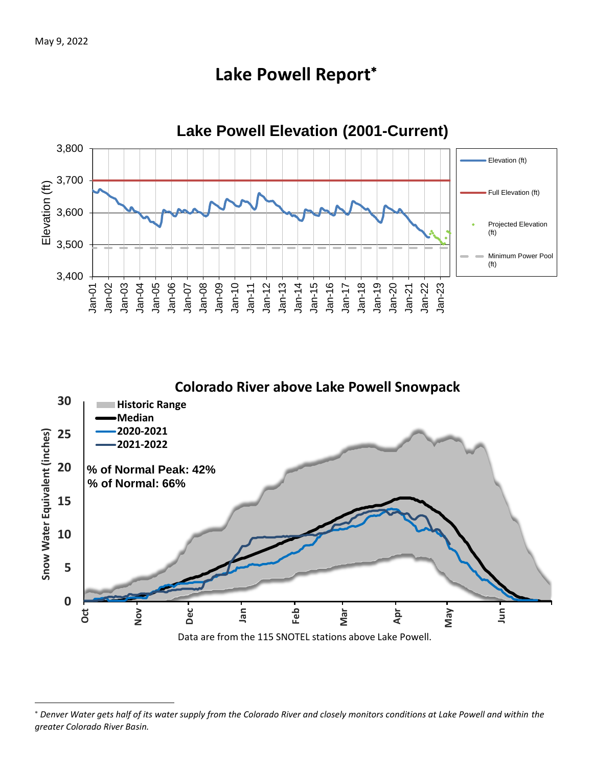May 9, 2022

# Lake Powell Report*

## Lake Powell Elevation (2001-Current)

Elevation (ft)

3,800
3,700
3,600
3,500
3,400

Jan-01 Jan-02 Jan-03 Jan-04 Jan-05 Jan-06 Jan-07 Jan-08 Jan-09 Jan-10 Jan-11 Jan-12 Jan-13 Jan-14 Jan-15 Jan-16 Jan-17 Jan-18 Jan-19 Jan-20 Jan-21 Jan-22 Jan-23

Elevation (ft)
Full Elevation (ft)
Projected Elevation (ft)
Minimum Power Pool (ft)

## Colorado River above Lake Powell Snowpack

Historic Range
Median
2020-2021
2021-2022

**% of Normal Peak: 42%**
**% of Normal: 66%**

Snow Water Equivalent (inches)

30
25
20
15
10
5
0

Oct Nov Dec Jan Feb Mar Apr May Jun

Data are from the 115 SNOTEL stations above Lake Powell.

---

* *Denver Water gets half of its water supply from the Colorado River and closely monitors conditions at Lake Powell and within the greater Colorado River Basin.*